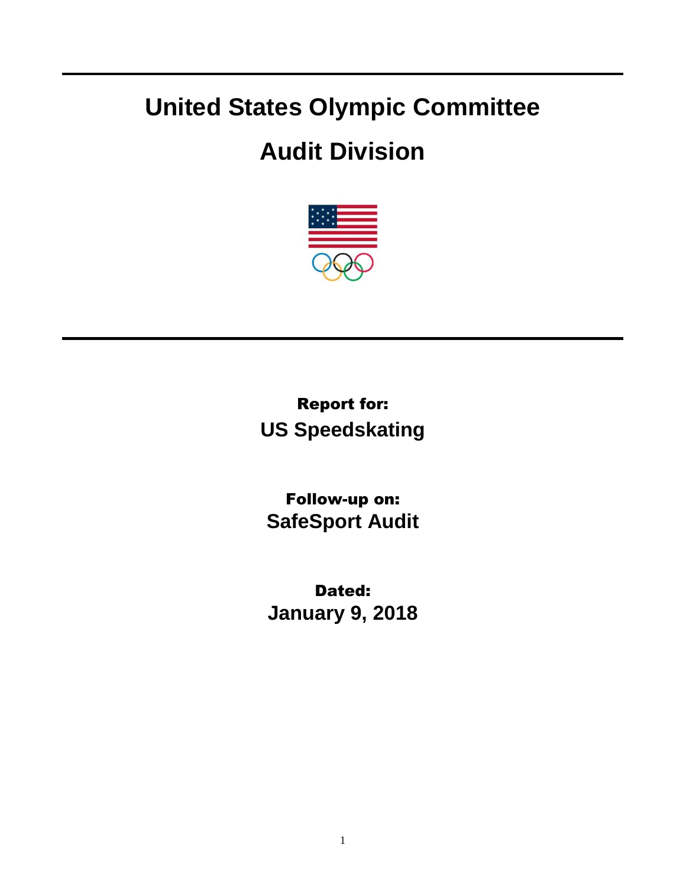# United States Olympic Committee

# Audit Division

**Report for:**

**US Speedskating**

**Follow-up on:**

**SafeSport Audit**

**Dated:**

**January 9, 2018**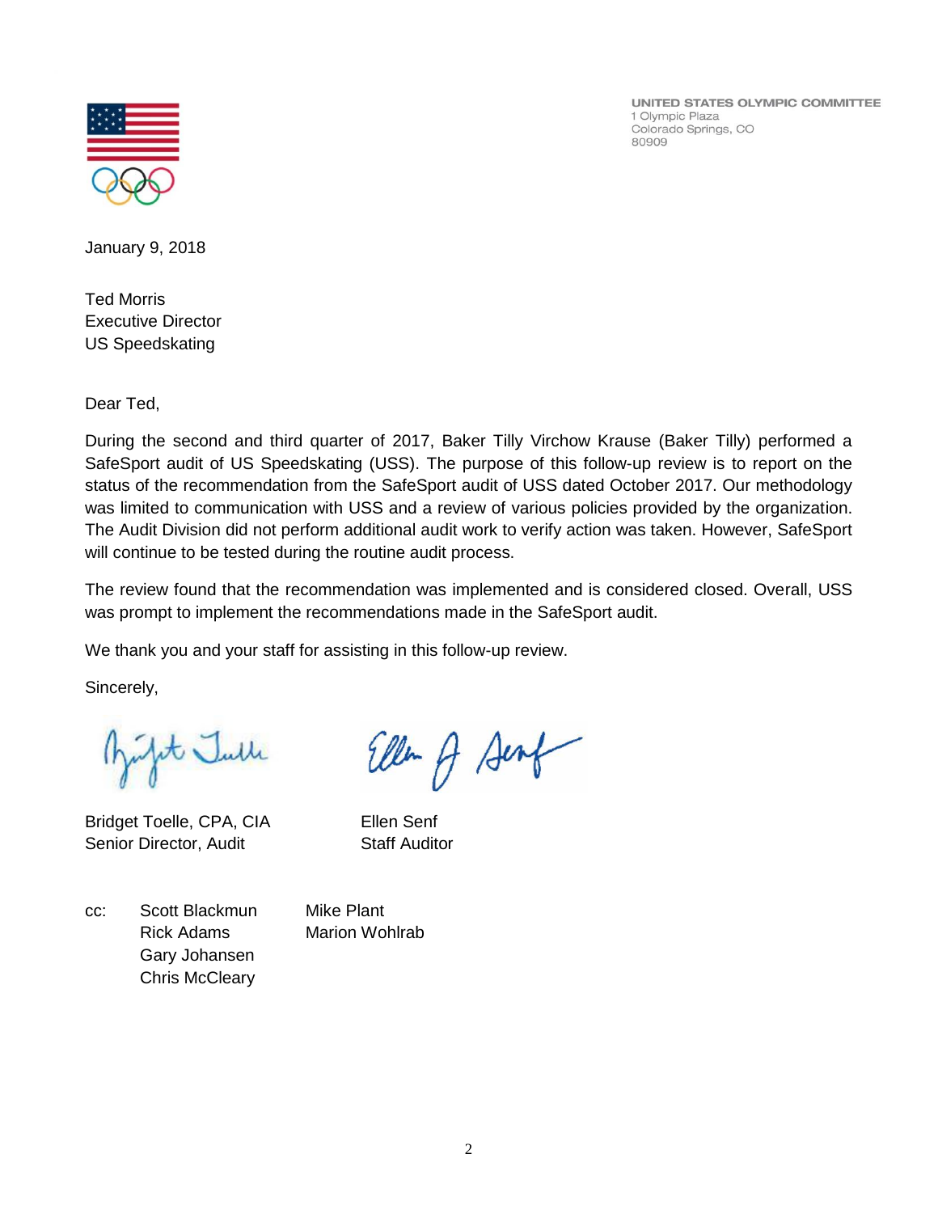UNITED STATES OLYMPIC COMMITTEE
1 Olympic Plaza
Colorado Springs, CO
80909

January 9, 2018

Ted Morris
Executive Director
US Speedskating

Dear Ted,

During the second and third quarter of 2017, Baker Tilly Virchow Krause (Baker Tilly) performed a SafeSport audit of US Speedskating (USS). The purpose of this follow-up review is to report on the status of the recommendation from the SafeSport audit of USS dated October 2017. Our methodology was limited to communication with USS and a review of various policies provided by the organization. The Audit Division did not perform additional audit work to verify action was taken. However, SafeSport will continue to be tested during the routine audit process.

The review found that the recommendation was implemented and is considered closed. Overall, USS was prompt to implement the recommendations made in the SafeSport audit.

We thank you and your staff for assisting in this follow-up review.

Sincerely,

Bridget Toelle, CPA, CIA
Senior Director, Audit

Ellen Senf
Staff Auditor

cc: Scott Blackmun
Rick Adams
Gary Johansen
Chris McCleary
Mike Plant
Marion Wohlrab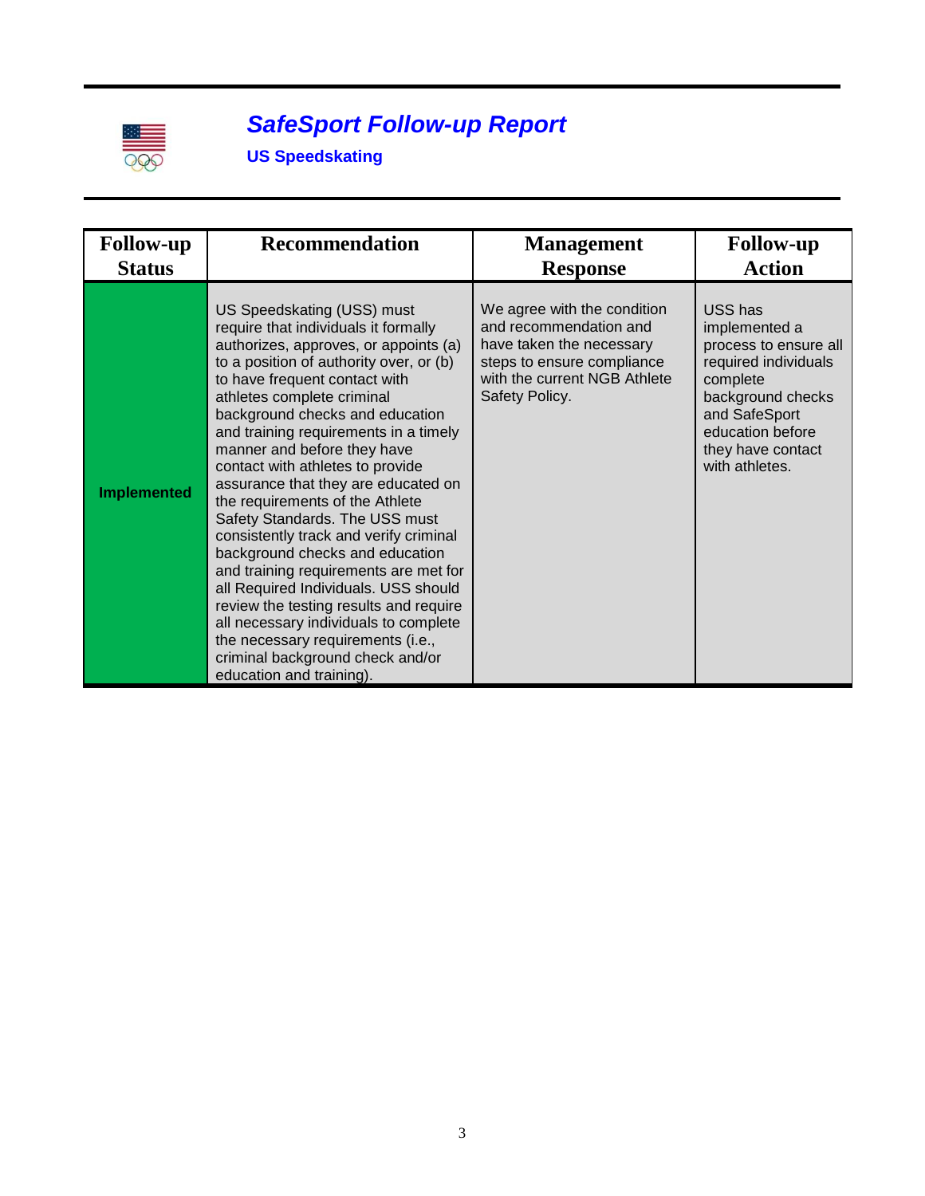# *SafeSport Follow-up Report*

**US Speedskating**

| Follow-up Status | Recommendation | Management Response | Follow-up Action |
|---|---|---|---|
| **Implemented** | US Speedskating (USS) must require that individuals it formally authorizes, approves, or appoints (a) to a position of authority over, or (b) to have frequent contact with athletes complete criminal background checks and education and training requirements in a timely manner and before they have contact with athletes to provide assurance that they are educated on the requirements of the Athlete Safety Standards. The USS must consistently track and verify criminal background checks and education and training requirements are met for all Required Individuals. USS should review the testing results and require all necessary individuals to complete the necessary requirements (i.e., criminal background check and/or education and training). | We agree with the condition and recommendation and have taken the necessary steps to ensure compliance with the current NGB Athlete Safety Policy. | USS has implemented a process to ensure all required individuals complete background checks and SafeSport education before they have contact with athletes. |